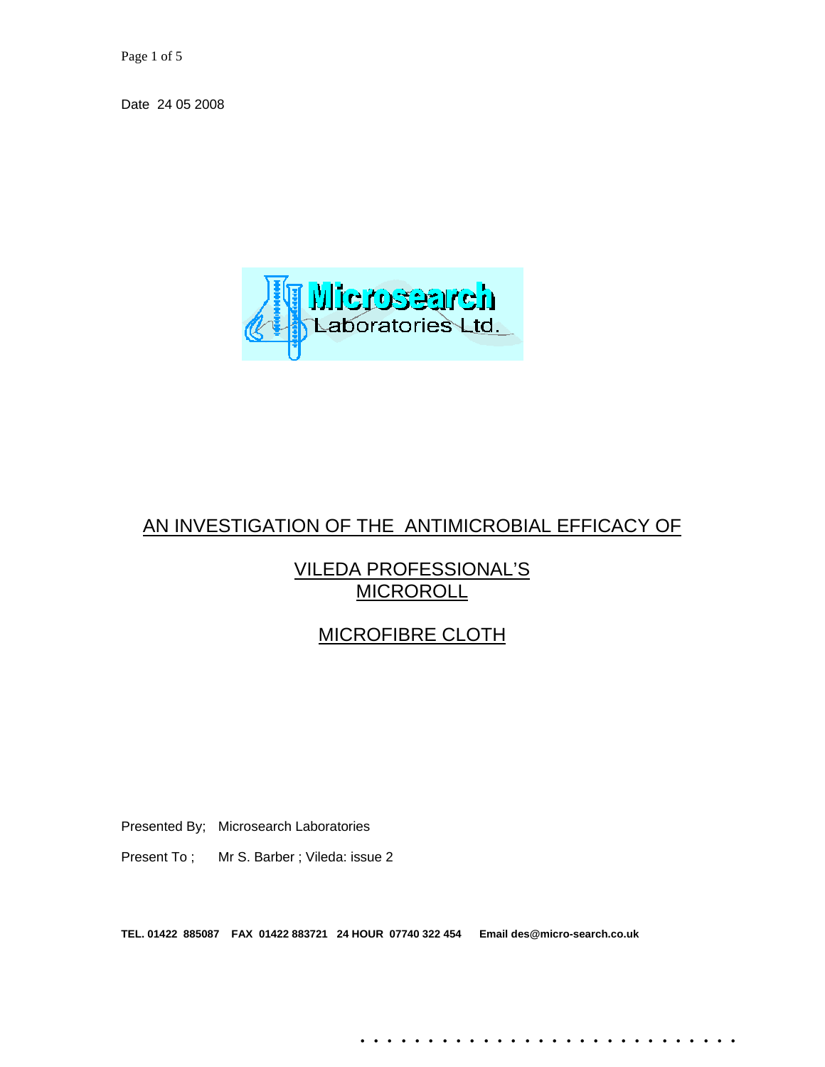Date 24 05 2008

Microsearch Laboratories Ltd.

# AN INVESTIGATION OF THE ANTIMICROBIAL EFFICACY OF

# VILEDA PROFESSIONAL'S MICROROLL

# MICROFIBRE CLOTH

Presented By; Microsearch Laboratories

Present To ; Mr S. Barber ; Vileda: issue 2

**TEL. 01422 885087 FAX 01422 883721 24 HOUR 07740 322 454 Email des@micro-search.co.uk**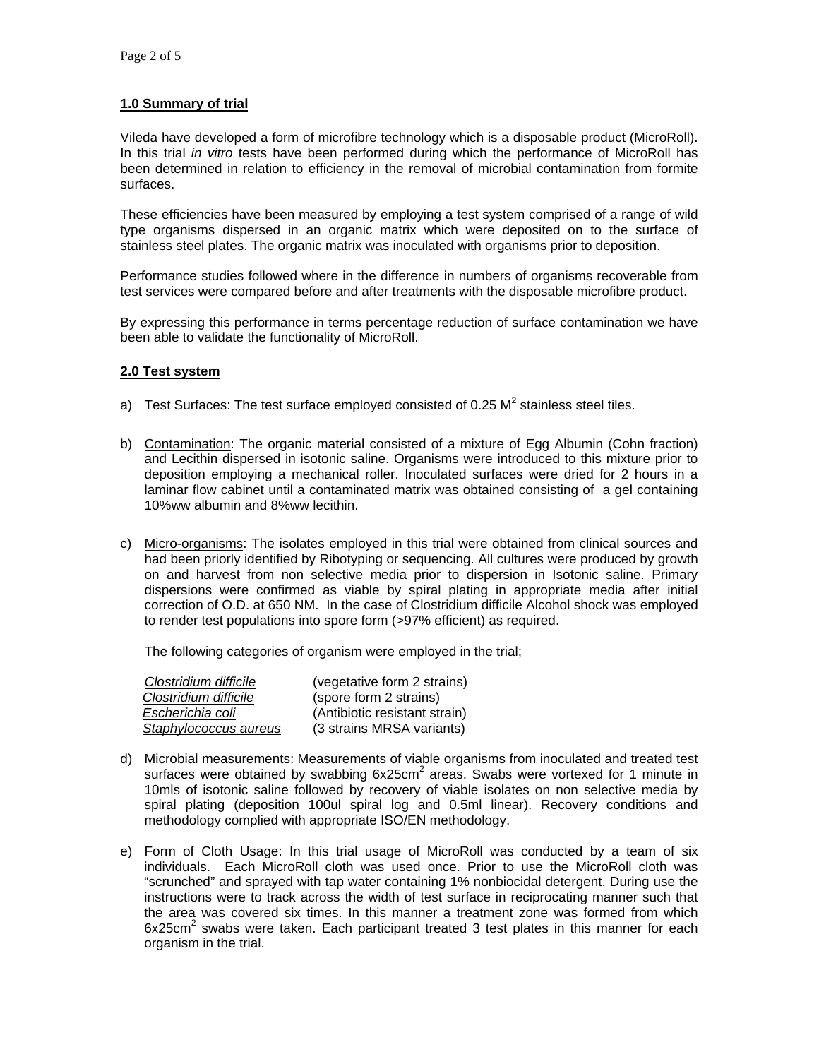## 1.0 Summary of trial

Vileda have developed a form of microfibre technology which is a disposable product (MicroRoll). In this trial *in vitro* tests have been performed during which the performance of MicroRoll has been determined in relation to efficiency in the removal of microbial contamination from formite surfaces.

These efficiencies have been measured by employing a test system comprised of a range of wild type organisms dispersed in an organic matrix which were deposited on to the surface of stainless steel plates. The organic matrix was inoculated with organisms prior to deposition.

Performance studies followed where in the difference in numbers of organisms recoverable from test services were compared before and after treatments with the disposable microfibre product.

By expressing this performance in terms percentage reduction of surface contamination we have been able to validate the functionality of MicroRoll.

## 2.0 Test system

a) Test Surfaces: The test surface employed consisted of 0.25 $M^2$ stainless steel tiles.

b) Contamination: The organic material consisted of a mixture of Egg Albumin (Cohn fraction) and Lecithin dispersed in isotonic saline. Organisms were introduced to this mixture prior to deposition employing a mechanical roller. Inoculated surfaces were dried for 2 hours in a laminar flow cabinet until a contaminated matrix was obtained consisting of a gel containing 10%ww albumin and 8%ww lecithin.

c) Micro-organisms: The isolates employed in this trial were obtained from clinical sources and had been priorly identified by Ribotyping or sequencing. All cultures were produced by growth on and harvest from non selective media prior to dispersion in Isotonic saline. Primary dispersions were confirmed as viable by spiral plating in appropriate media after initial correction of O.D. at 650 NM. In the case of Clostridium difficile Alcohol shock was employed to render test populations into spore form (>97% efficient) as required.

   The following categories of organism were employed in the trial;

| | |
|---|---|
| *Clostridium difficile* | (vegetative form 2 strains) |
| *Clostridium difficile* | (spore form 2 strains) |
| *Escherichia coli* | (Antibiotic resistant strain) |
| *Staphylococcus aureus* | (3 strains MRSA variants) |

d) Microbial measurements: Measurements of viable organisms from inoculated and treated test surfaces were obtained by swabbing 6x25$cm^2$ areas. Swabs were vortexed for 1 minute in 10mls of isotonic saline followed by recovery of viable isolates on non selective media by spiral plating (deposition 100ul spiral log and 0.5ml linear). Recovery conditions and methodology complied with appropriate ISO/EN methodology.

e) Form of Cloth Usage: In this trial usage of MicroRoll was conducted by a team of six individuals. Each MicroRoll cloth was used once. Prior to use the MicroRoll cloth was "scrunched" and sprayed with tap water containing 1% nonbiocidal detergent. During use the instructions were to track across the width of test surface in reciprocating manner such that the area was covered six times. In this manner a treatment zone was formed from which 6x25$cm^2$ swabs were taken. Each participant treated 3 test plates in this manner for each organism in the trial.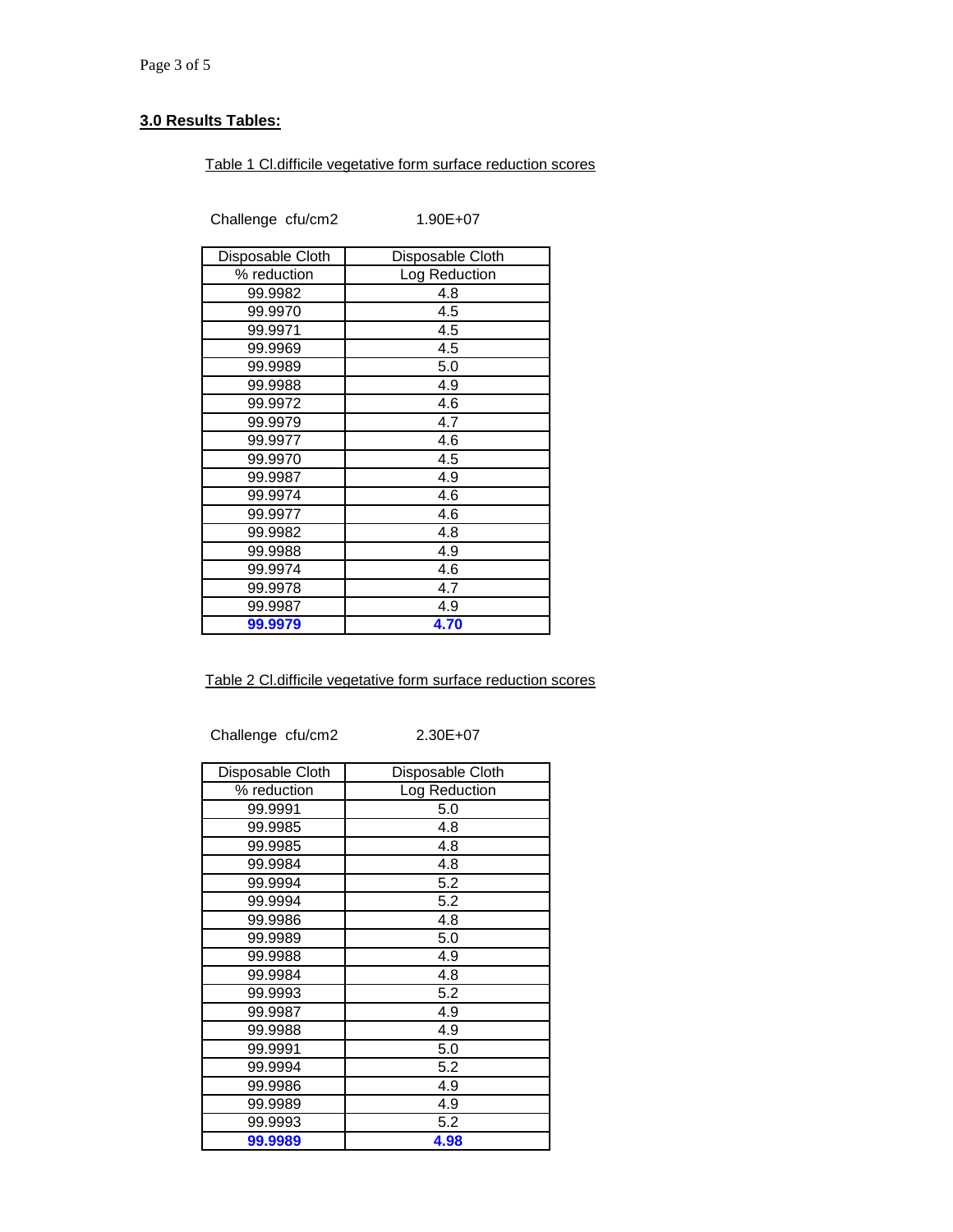## 3.0 Results Tables:

Table 1 Cl.difficile vegetative form surface reduction scores

Challenge cfu/cm2 1.90E+07

| Disposable Cloth % reduction | Disposable Cloth Log Reduction |
|---|---|
| 99.9982 | 4.8 |
| 99.9970 | 4.5 |
| 99.9971 | 4.5 |
| 99.9969 | 4.5 |
| 99.9989 | 5.0 |
| 99.9988 | 4.9 |
| 99.9972 | 4.6 |
| 99.9979 | 4.7 |
| 99.9977 | 4.6 |
| 99.9970 | 4.5 |
| 99.9987 | 4.9 |
| 99.9974 | 4.6 |
| 99.9977 | 4.6 |
| 99.9982 | 4.8 |
| 99.9988 | 4.9 |
| 99.9974 | 4.6 |
| 99.9978 | 4.7 |
| 99.9987 | 4.9 |
| **99.9979** | **4.70** |

Table 2 Cl.difficile vegetative form surface reduction scores

Challenge cfu/cm2 2.30E+07

| Disposable Cloth % reduction | Disposable Cloth Log Reduction |
|---|---|
| 99.9991 | 5.0 |
| 99.9985 | 4.8 |
| 99.9985 | 4.8 |
| 99.9984 | 4.8 |
| 99.9994 | 5.2 |
| 99.9994 | 5.2 |
| 99.9986 | 4.8 |
| 99.9989 | 5.0 |
| 99.9988 | 4.9 |
| 99.9984 | 4.8 |
| 99.9993 | 5.2 |
| 99.9987 | 4.9 |
| 99.9988 | 4.9 |
| 99.9991 | 5.0 |
| 99.9994 | 5.2 |
| 99.9986 | 4.9 |
| 99.9989 | 4.9 |
| 99.9993 | 5.2 |
| **99.9989** | **4.98** |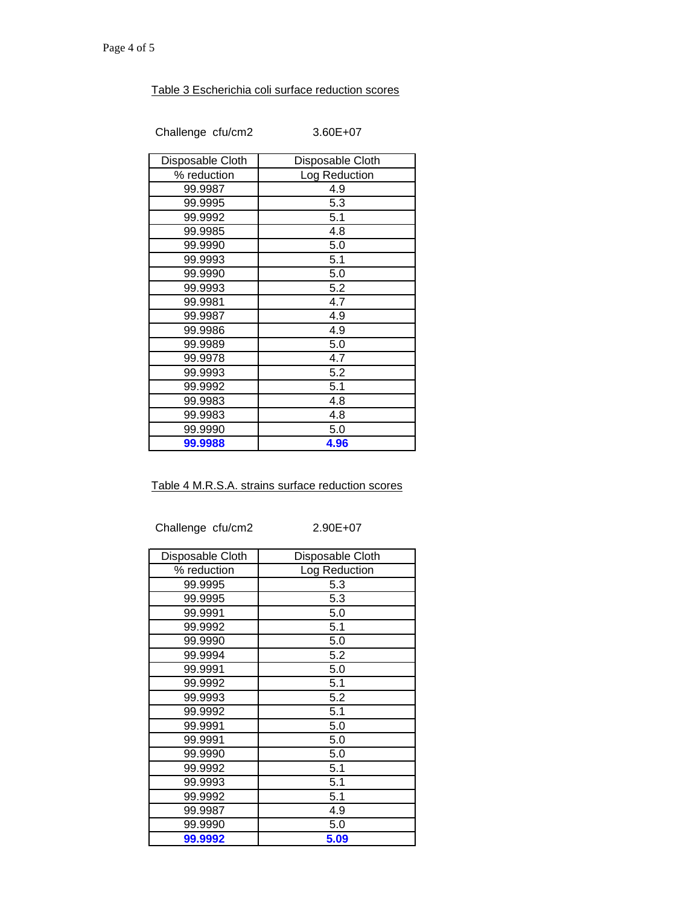Table 3 Escherichia coli surface reduction scores

Challenge cfu/cm2 3.60E+07

| Disposable Cloth | Disposable Cloth |
|---|---|
| % reduction | Log Reduction |
| 99.9987 | 4.9 |
| 99.9995 | 5.3 |
| 99.9992 | 5.1 |
| 99.9985 | 4.8 |
| 99.9990 | 5.0 |
| 99.9993 | 5.1 |
| 99.9990 | 5.0 |
| 99.9993 | 5.2 |
| 99.9981 | 4.7 |
| 99.9987 | 4.9 |
| 99.9986 | 4.9 |
| 99.9989 | 5.0 |
| 99.9978 | 4.7 |
| 99.9993 | 5.2 |
| 99.9992 | 5.1 |
| 99.9983 | 4.8 |
| 99.9983 | 4.8 |
| 99.9990 | 5.0 |
| **99.9988** | **4.96** |

Table 4 M.R.S.A. strains surface reduction scores

Challenge cfu/cm2 2.90E+07

| Disposable Cloth | Disposable Cloth |
|---|---|
| % reduction | Log Reduction |
| 99.9995 | 5.3 |
| 99.9995 | 5.3 |
| 99.9991 | 5.0 |
| 99.9992 | 5.1 |
| 99.9990 | 5.0 |
| 99.9994 | 5.2 |
| 99.9991 | 5.0 |
| 99.9992 | 5.1 |
| 99.9993 | 5.2 |
| 99.9992 | 5.1 |
| 99.9991 | 5.0 |
| 99.9991 | 5.0 |
| 99.9990 | 5.0 |
| 99.9992 | 5.1 |
| 99.9993 | 5.1 |
| 99.9992 | 5.1 |
| 99.9987 | 4.9 |
| 99.9990 | 5.0 |
| **99.9992** | **5.09** |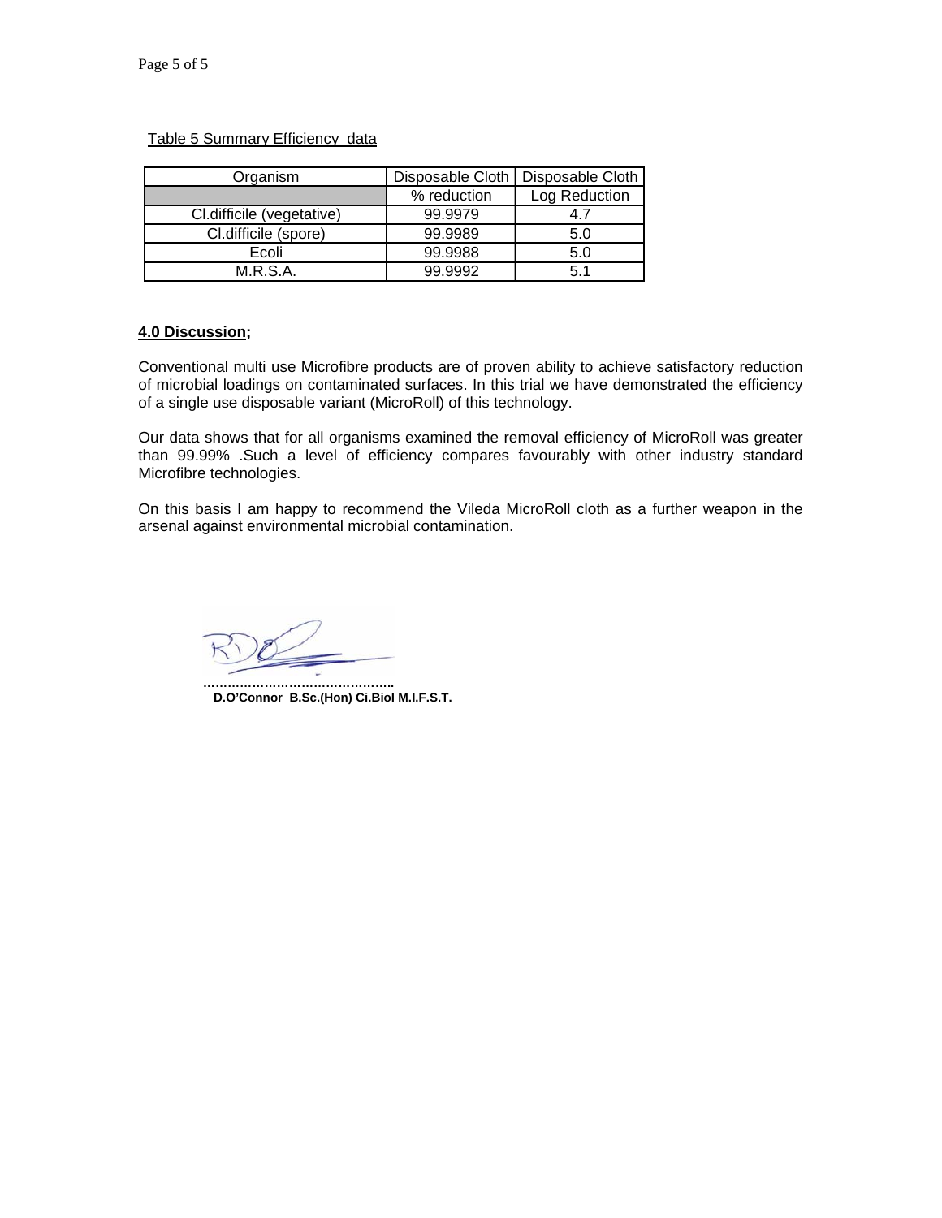Table 5 Summary Efficiency data

| Organism | Disposable Cloth | Disposable Cloth |
|---|---|---|
| | % reduction | Log Reduction |
| Cl.difficile (vegetative) | 99.9979 | 4.7 |
| Cl.difficile (spore) | 99.9989 | 5.0 |
| Ecoli | 99.9988 | 5.0 |
| M.R.S.A. | 99.9992 | 5.1 |

**4.0 Discussion;**

Conventional multi use Microfibre products are of proven ability to achieve satisfactory reduction of microbial loadings on contaminated surfaces. In this trial we have demonstrated the efficiency of a single use disposable variant (MicroRoll) of this technology.

Our data shows that for all organisms examined the removal efficiency of MicroRoll was greater than 99.99% .Such a level of efficiency compares favourably with other industry standard Microfibre technologies.

On this basis I am happy to recommend the Vileda MicroRoll cloth as a further weapon in the arsenal against environmental microbial contamination.

………………………………………..

**D.O'Connor B.Sc.(Hon) Ci.Biol M.I.F.S.T.**